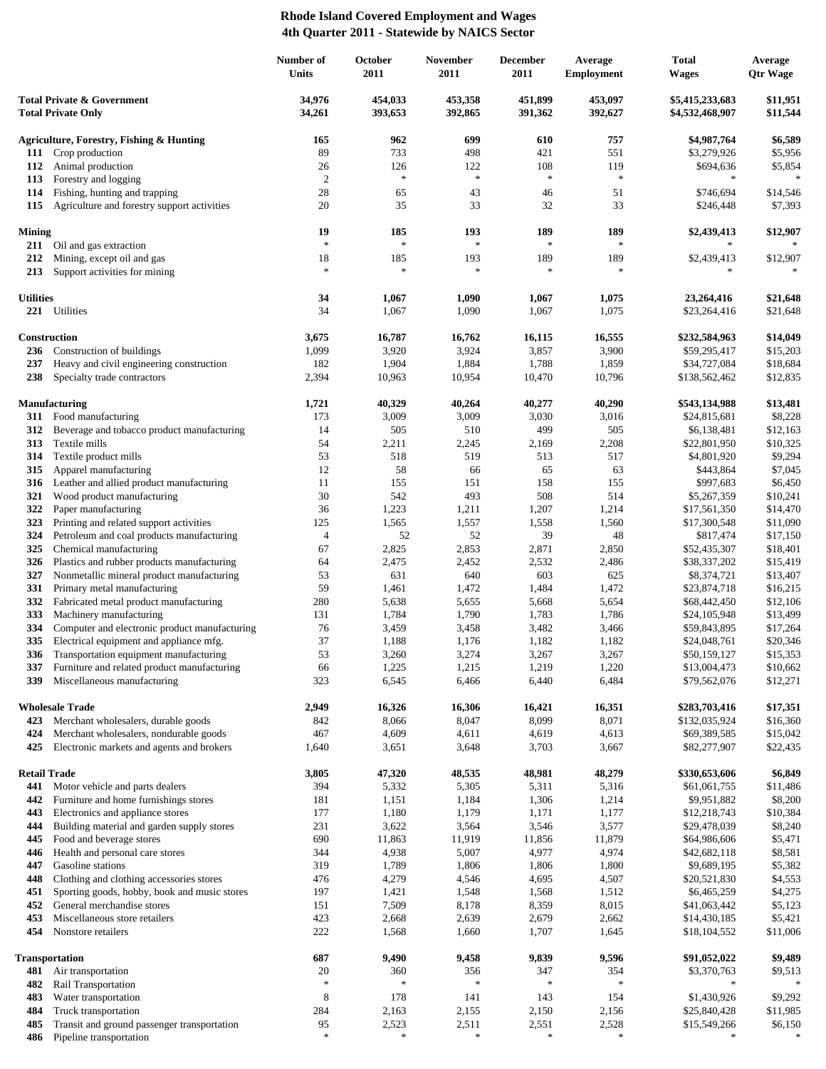# Rhode Island Covered Employment and Wages
## 4th Quarter 2011 - Statewide by NAICS Sector

| | Number of Units | October 2011 | November 2011 | December 2011 | Average Employment | Total Wages | Average Qtr Wage |
|---|---|---|---|---|---|---|---|
| **Total Private & Government** | **34,976** | **454,033** | **453,358** | **451,899** | **453,097** | **$5,415,233,683** | **$11,951** |
| **Total Private Only** | **34,261** | **393,653** | **392,865** | **391,362** | **392,627** | **$4,532,468,907** | **$11,544** |
| | | | | | | | |
| **Agriculture, Forestry, Fishing & Hunting** | **165** | **962** | **699** | **610** | **757** | **$4,987,764** | **$6,589** |
| **111** Crop production | 89 | 733 | 498 | 421 | 551 | $3,279,926 | $5,956 |
| **112** Animal production | 26 | 126 | 122 | 108 | 119 | $694,636 | $5,854 |
| **113** Forestry and logging | 2 | * | * | * | * | * | * |
| **114** Fishing, hunting and trapping | 28 | 65 | 43 | 46 | 51 | $746,694 | $14,546 |
| **115** Agriculture and forestry support activities | 20 | 35 | 33 | 32 | 33 | $246,448 | $7,393 |
| | | | | | | | |
| **Mining** | **19** | **185** | **193** | **189** | **189** | **$2,439,413** | **$12,907** |
| **211** Oil and gas extraction | * | * | * | * | * | * | * |
| **212** Mining, except oil and gas | 18 | 185 | 193 | 189 | 189 | $2,439,413 | $12,907 |
| **213** Support activities for mining | * | * | * | * | * | * | * |
| | | | | | | | |
| **Utilities** | **34** | **1,067** | **1,090** | **1,067** | **1,075** | **23,264,416** | **$21,648** |
| **221** Utilities | 34 | 1,067 | 1,090 | 1,067 | 1,075 | $23,264,416 | $21,648 |
| | | | | | | | |
| **Construction** | **3,675** | **16,787** | **16,762** | **16,115** | **16,555** | **$232,584,963** | **$14,049** |
| **236** Construction of buildings | 1,099 | 3,920 | 3,924 | 3,857 | 3,900 | $59,295,417 | $15,203 |
| **237** Heavy and civil engineering construction | 182 | 1,904 | 1,884 | 1,788 | 1,859 | $34,727,084 | $18,684 |
| **238** Specialty trade contractors | 2,394 | 10,963 | 10,954 | 10,470 | 10,796 | $138,562,462 | $12,835 |
| | | | | | | | |
| **Manufacturing** | **1,721** | **40,329** | **40,264** | **40,277** | **40,290** | **$543,134,988** | **$13,481** |
| **311** Food manufacturing | 173 | 3,009 | 3,009 | 3,030 | 3,016 | $24,815,681 | $8,228 |
| **312** Beverage and tobacco product manufacturing | 14 | 505 | 510 | 499 | 505 | $6,138,481 | $12,163 |
| **313** Textile mills | 54 | 2,211 | 2,245 | 2,169 | 2,208 | $22,801,950 | $10,325 |
| **314** Textile product mills | 53 | 518 | 519 | 513 | 517 | $4,801,920 | $9,294 |
| **315** Apparel manufacturing | 12 | 58 | 66 | 65 | 63 | $443,864 | $7,045 |
| **316** Leather and allied product manufacturing | 11 | 155 | 151 | 158 | 155 | $997,683 | $6,450 |
| **321** Wood product manufacturing | 30 | 542 | 493 | 508 | 514 | $5,267,359 | $10,241 |
| **322** Paper manufacturing | 36 | 1,223 | 1,211 | 1,207 | 1,214 | $17,561,350 | $14,470 |
| **323** Printing and related support activities | 125 | 1,565 | 1,557 | 1,558 | 1,560 | $17,300,548 | $11,090 |
| **324** Petroleum and coal products manufacturing | 4 | 52 | 52 | 39 | 48 | $817,474 | $17,150 |
| **325** Chemical manufacturing | 67 | 2,825 | 2,853 | 2,871 | 2,850 | $52,435,307 | $18,401 |
| **326** Plastics and rubber products manufacturing | 64 | 2,475 | 2,452 | 2,532 | 2,486 | $38,337,202 | $15,419 |
| **327** Nonmetallic mineral product manufacturing | 53 | 631 | 640 | 603 | 625 | $8,374,721 | $13,407 |
| **331** Primary metal manufacturing | 59 | 1,461 | 1,472 | 1,484 | 1,472 | $23,874,718 | $16,215 |
| **332** Fabricated metal product manufacturing | 280 | 5,638 | 5,655 | 5,668 | 5,654 | $68,442,450 | $12,106 |
| **333** Machinery manufacturing | 131 | 1,784 | 1,790 | 1,783 | 1,786 | $24,105,948 | $13,499 |
| **334** Computer and electronic product manufacturing | 76 | 3,459 | 3,458 | 3,482 | 3,466 | $59,843,895 | $17,264 |
| **335** Electrical equipment and appliance mfg. | 37 | 1,188 | 1,176 | 1,182 | 1,182 | $24,048,761 | $20,346 |
| **336** Transportation equipment manufacturing | 53 | 3,260 | 3,274 | 3,267 | 3,267 | $50,159,127 | $15,353 |
| **337** Furniture and related product manufacturing | 66 | 1,225 | 1,215 | 1,219 | 1,220 | $13,004,473 | $10,662 |
| **339** Miscellaneous manufacturing | 323 | 6,545 | 6,466 | 6,440 | 6,484 | $79,562,076 | $12,271 |
| | | | | | | | |
| **Wholesale Trade** | **2,949** | **16,326** | **16,306** | **16,421** | **16,351** | **$283,703,416** | **$17,351** |
| **423** Merchant wholesalers, durable goods | 842 | 8,066 | 8,047 | 8,099 | 8,071 | $132,035,924 | $16,360 |
| **424** Merchant wholesalers, nondurable goods | 467 | 4,609 | 4,611 | 4,619 | 4,613 | $69,389,585 | $15,042 |
| **425** Electronic markets and agents and brokers | 1,640 | 3,651 | 3,648 | 3,703 | 3,667 | $82,277,907 | $22,435 |
| | | | | | | | |
| **Retail Trade** | **3,805** | **47,320** | **48,535** | **48,981** | **48,279** | **$330,653,606** | **$6,849** |
| **441** Motor vehicle and parts dealers | 394 | 5,332 | 5,305 | 5,311 | 5,316 | $61,061,755 | $11,486 |
| **442** Furniture and home furnishings stores | 181 | 1,151 | 1,184 | 1,306 | 1,214 | $9,951,882 | $8,200 |
| **443** Electronics and appliance stores | 177 | 1,180 | 1,179 | 1,171 | 1,177 | $12,218,743 | $10,384 |
| **444** Building material and garden supply stores | 231 | 3,622 | 3,564 | 3,546 | 3,577 | $29,478,039 | $8,240 |
| **445** Food and beverage stores | 690 | 11,863 | 11,919 | 11,856 | 11,879 | $64,986,606 | $5,471 |
| **446** Health and personal care stores | 344 | 4,938 | 5,007 | 4,977 | 4,974 | $42,682,118 | $8,581 |
| **447** Gasoline stations | 319 | 1,789 | 1,806 | 1,806 | 1,800 | $9,689,195 | $5,382 |
| **448** Clothing and clothing accessories stores | 476 | 4,279 | 4,546 | 4,695 | 4,507 | $20,521,830 | $4,553 |
| **451** Sporting goods, hobby, book and music stores | 197 | 1,421 | 1,548 | 1,568 | 1,512 | $6,465,259 | $4,275 |
| **452** General merchandise stores | 151 | 7,509 | 8,178 | 8,359 | 8,015 | $41,063,442 | $5,123 |
| **453** Miscellaneous store retailers | 423 | 2,668 | 2,639 | 2,679 | 2,662 | $14,430,185 | $5,421 |
| **454** Nonstore retailers | 222 | 1,568 | 1,660 | 1,707 | 1,645 | $18,104,552 | $11,006 |
| | | | | | | | |
| **Transportation** | **687** | **9,490** | **9,458** | **9,839** | **9,596** | **$91,052,022** | **$9,489** |
| **481** Air transportation | 20 | 360 | 356 | 347 | 354 | $3,370,763 | $9,513 |
| **482** Rail Transportation | * | * | * | * | * | * | * |
| **483** Water transportation | 8 | 178 | 141 | 143 | 154 | $1,430,926 | $9,292 |
| **484** Truck transportation | 284 | 2,163 | 2,155 | 2,150 | 2,156 | $25,840,428 | $11,985 |
| **485** Transit and ground passenger transportation | 95 | 2,523 | 2,511 | 2,551 | 2,528 | $15,549,266 | $6,150 |
| **486** Pipeline transportation | * | * | * | * | * | * | * |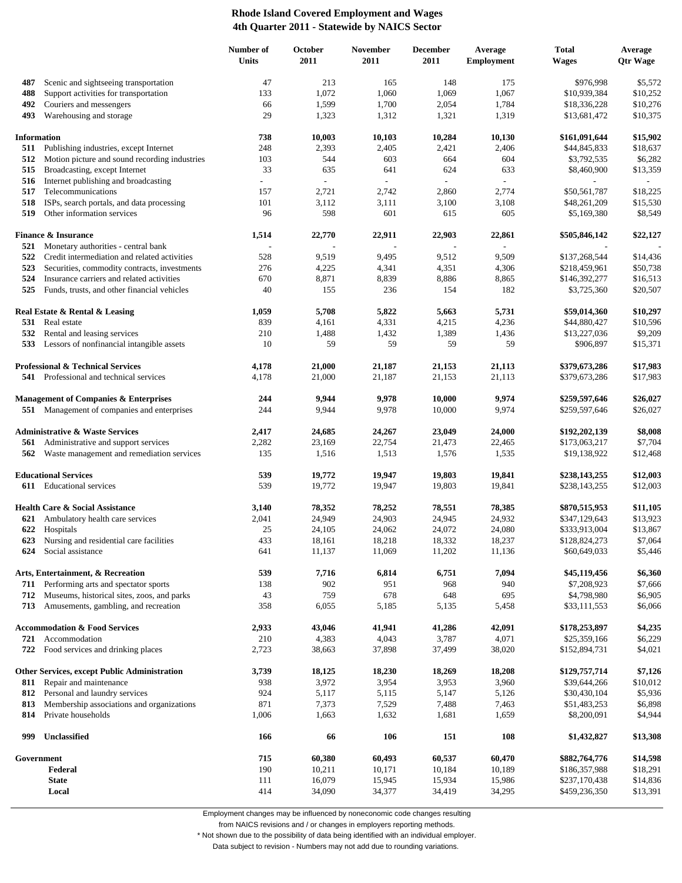# Rhode Island Covered Employment and Wages
## 4th Quarter 2011 - Statewide by NAICS Sector

| | Number of Units | October 2011 | November 2011 | December 2011 | Average Employment | Total Wages | Average Qtr Wage |
|---|---|---|---|---|---|---|---|
| **487** Scenic and sightseeing transportation | 47 | 213 | 165 | 148 | 175 | $976,998 | $5,572 |
| **488** Support activities for transportation | 133 | 1,072 | 1,060 | 1,069 | 1,067 | $10,939,384 | $10,252 |
| **492** Couriers and messengers | 66 | 1,599 | 1,700 | 2,054 | 1,784 | $18,336,228 | $10,276 |
| **493** Warehousing and storage | 29 | 1,323 | 1,312 | 1,321 | 1,319 | $13,681,472 | $10,375 |
| **Information** | **738** | **10,003** | **10,103** | **10,284** | **10,130** | **$161,091,644** | **$15,902** |
| **511** Publishing industries, except Internet | 248 | 2,393 | 2,405 | 2,421 | 2,406 | $44,845,833 | $18,637 |
| **512** Motion picture and sound recording industries | 103 | 544 | 603 | 664 | 604 | $3,792,535 | $6,282 |
| **515** Broadcasting, except Internet | 33 | 635 | 641 | 624 | 633 | $8,460,900 | $13,359 |
| **516** Internet publishing and broadcasting | - | - | - | - | - | - | - |
| **517** Telecommunications | 157 | 2,721 | 2,742 | 2,860 | 2,774 | $50,561,787 | $18,225 |
| **518** ISPs, search portals, and data processing | 101 | 3,112 | 3,111 | 3,100 | 3,108 | $48,261,209 | $15,530 |
| **519** Other information services | 96 | 598 | 601 | 615 | 605 | $5,169,380 | $8,549 |
| **Finance & Insurance** | **1,514** | **22,770** | **22,911** | **22,903** | **22,861** | **$505,846,142** | **$22,127** |
| **521** Monetary authorities - central bank | - | - | - | - | - | - | - |
| **522** Credit intermediation and related activities | 528 | 9,519 | 9,495 | 9,512 | 9,509 | $137,268,544 | $14,436 |
| **523** Securities, commodity contracts, investments | 276 | 4,225 | 4,341 | 4,351 | 4,306 | $218,459,961 | $50,738 |
| **524** Insurance carriers and related activities | 670 | 8,871 | 8,839 | 8,886 | 8,865 | $146,392,277 | $16,513 |
| **525** Funds, trusts, and other financial vehicles | 40 | 155 | 236 | 154 | 182 | $3,725,360 | $20,507 |
| **Real Estate & Rental & Leasing** | **1,059** | **5,708** | **5,822** | **5,663** | **5,731** | **$59,014,360** | **$10,297** |
| **531** Real estate | 839 | 4,161 | 4,331 | 4,215 | 4,236 | $44,880,427 | $10,596 |
| **532** Rental and leasing services | 210 | 1,488 | 1,432 | 1,389 | 1,436 | $13,227,036 | $9,209 |
| **533** Lessors of nonfinancial intangible assets | 10 | 59 | 59 | 59 | 59 | $906,897 | $15,371 |
| **Professional & Technical Services** | **4,178** | **21,000** | **21,187** | **21,153** | **21,113** | **$379,673,286** | **$17,983** |
| **541** Professional and technical services | 4,178 | 21,000 | 21,187 | 21,153 | 21,113 | $379,673,286 | $17,983 |
| **Management of Companies & Enterprises** | **244** | **9,944** | **9,978** | **10,000** | **9,974** | **$259,597,646** | **$26,027** |
| **551** Management of companies and enterprises | 244 | 9,944 | 9,978 | 10,000 | 9,974 | $259,597,646 | $26,027 |
| **Administrative & Waste Services** | **2,417** | **24,685** | **24,267** | **23,049** | **24,000** | **$192,202,139** | **$8,008** |
| **561** Administrative and support services | 2,282 | 23,169 | 22,754 | 21,473 | 22,465 | $173,063,217 | $7,704 |
| **562** Waste management and remediation services | 135 | 1,516 | 1,513 | 1,576 | 1,535 | $19,138,922 | $12,468 |
| **Educational Services** | **539** | **19,772** | **19,947** | **19,803** | **19,841** | **$238,143,255** | **$12,003** |
| **611** Educational services | 539 | 19,772 | 19,947 | 19,803 | 19,841 | $238,143,255 | $12,003 |
| **Health Care & Social Assistance** | **3,140** | **78,352** | **78,252** | **78,551** | **78,385** | **$870,515,953** | **$11,105** |
| **621** Ambulatory health care services | 2,041 | 24,949 | 24,903 | 24,945 | 24,932 | $347,129,643 | $13,923 |
| **622** Hospitals | 25 | 24,105 | 24,062 | 24,072 | 24,080 | $333,913,004 | $13,867 |
| **623** Nursing and residential care facilities | 433 | 18,161 | 18,218 | 18,332 | 18,237 | $128,824,273 | $7,064 |
| **624** Social assistance | 641 | 11,137 | 11,069 | 11,202 | 11,136 | $60,649,033 | $5,446 |
| **Arts, Entertainment, & Recreation** | **539** | **7,716** | **6,814** | **6,751** | **7,094** | **$45,119,456** | **$6,360** |
| **711** Performing arts and spectator sports | 138 | 902 | 951 | 968 | 940 | $7,208,923 | $7,666 |
| **712** Museums, historical sites, zoos, and parks | 43 | 759 | 678 | 648 | 695 | $4,798,980 | $6,905 |
| **713** Amusements, gambling, and recreation | 358 | 6,055 | 5,185 | 5,135 | 5,458 | $33,111,553 | $6,066 |
| **Accommodation & Food Services** | **2,933** | **43,046** | **41,941** | **41,286** | **42,091** | **$178,253,897** | **$4,235** |
| **721** Accommodation | 210 | 4,383 | 4,043 | 3,787 | 4,071 | $25,359,166 | $6,229 |
| **722** Food services and drinking places | 2,723 | 38,663 | 37,898 | 37,499 | 38,020 | $152,894,731 | $4,021 |
| **Other Services, except Public Administration** | **3,739** | **18,125** | **18,230** | **18,269** | **18,208** | **$129,757,714** | **$7,126** |
| **811** Repair and maintenance | 938 | 3,972 | 3,954 | 3,953 | 3,960 | $39,644,266 | $10,012 |
| **812** Personal and laundry services | 924 | 5,117 | 5,115 | 5,147 | 5,126 | $30,430,104 | $5,936 |
| **813** Membership associations and organizations | 871 | 7,373 | 7,529 | 7,488 | 7,463 | $51,483,253 | $6,898 |
| **814** Private households | 1,006 | 1,663 | 1,632 | 1,681 | 1,659 | $8,200,091 | $4,944 |
| **999 Unclassified** | **166** | **66** | **106** | **151** | **108** | **$1,432,827** | **$13,308** |
| **Government** | **715** | **60,380** | **60,493** | **60,537** | **60,470** | **$882,764,776** | **$14,598** |
| **Federal** | 190 | 10,211 | 10,171 | 10,184 | 10,189 | $186,357,988 | $18,291 |
| **State** | 111 | 16,079 | 15,945 | 15,934 | 15,986 | $237,170,438 | $14,836 |
| **Local** | 414 | 34,090 | 34,377 | 34,419 | 34,295 | $459,236,350 | $13,391 |

Employment changes may be influenced by noneconomic code changes resulting from NAICS revisions and / or changes in employers reporting methods.

* Not shown due to the possibility of data being identified with an individual employer.

Data subject to revision - Numbers may not add due to rounding variations.